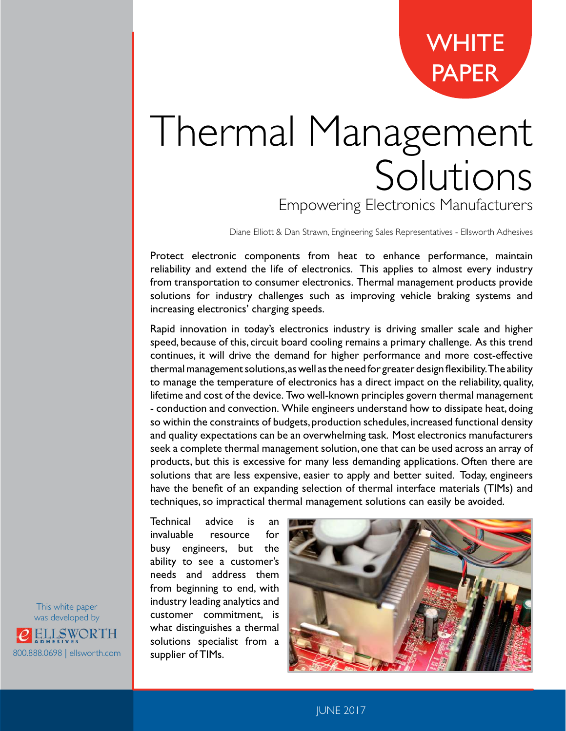WHITE PAPER

# Thermal Management Solutions

## Empowering Electronics Manufacturers

Diane Elliott & Dan Strawn, Engineering Sales Representatives - Ellsworth Adhesives

Protect electronic components from heat to enhance performance, maintain reliability and extend the life of electronics. This applies to almost every industry from transportation to consumer electronics. Thermal management products provide solutions for industry challenges such as improving vehicle braking systems and increasing electronics' charging speeds.

Rapid innovation in today's electronics industry is driving smaller scale and higher speed, because of this, circuit board cooling remains a primary challenge. As this trend continues, it will drive the demand for higher performance and more cost-effective thermal management solutions, as well as the need for greater design flexibility. The ability to manage the temperature of electronics has a direct impact on the reliability, quality, lifetime and cost of the device. Two well-known principles govern thermal management - conduction and convection. While engineers understand how to dissipate heat, doing so within the constraints of budgets, production schedules, increased functional density and quality expectations can be an overwhelming task. Most electronics manufacturers seek a complete thermal management solution, one that can be used across an array of products, but this is excessive for many less demanding applications. Often there are solutions that are less expensive, easier to apply and better suited. Today, engineers have the benefit of an expanding selection of thermal interface materials (TIMs) and techniques, so impractical thermal management solutions can easily be avoided.

Technical advice is an invaluable resource for busy engineers, but the ability to see a customer's needs and address them from beginning to end, with industry leading analytics and customer commitment, is what distinguishes a thermal solutions specialist from a supplier of TIMs.

This white paper was developed by Ellsworth Adhesives
800.888.0698 | ellsworth.com

JUNE 2017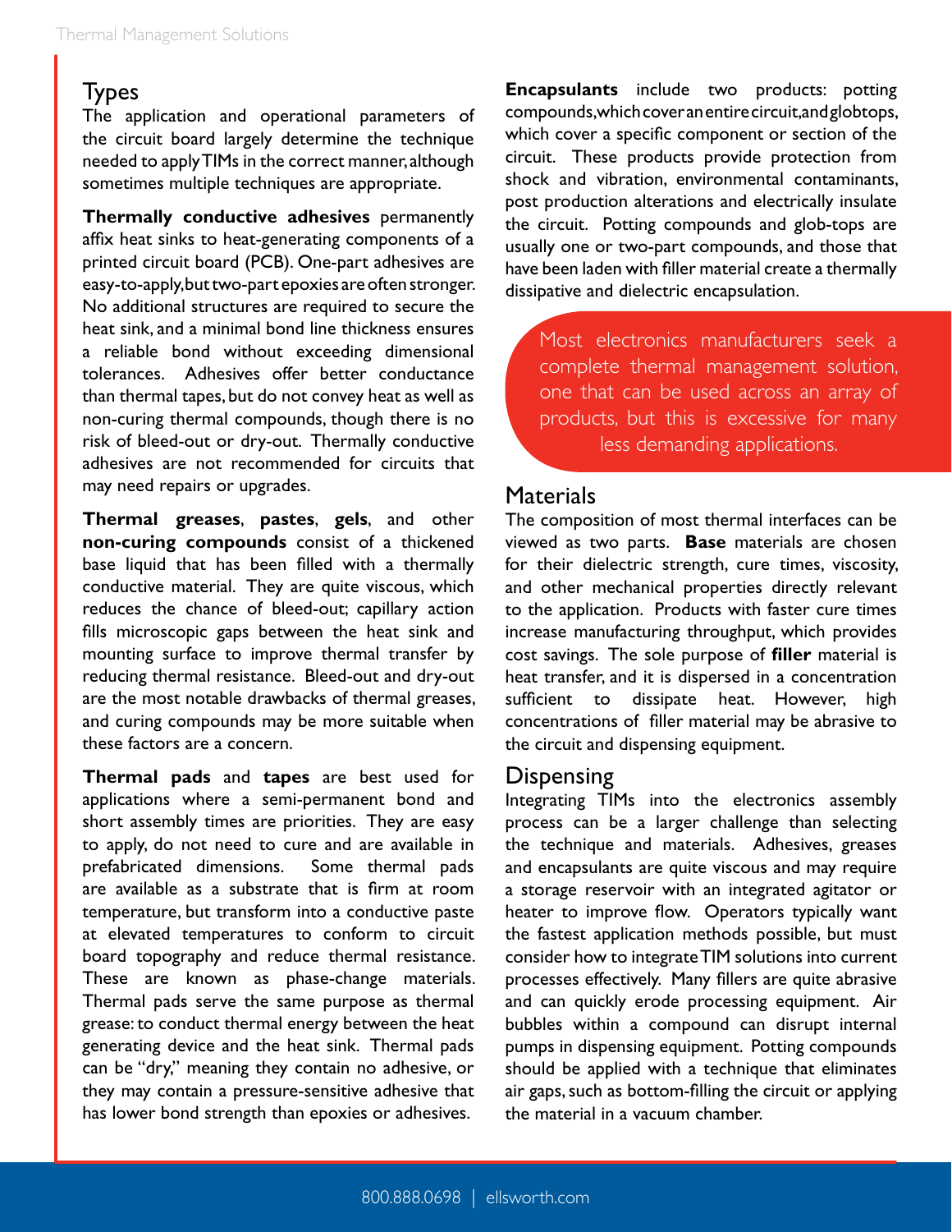## Types

The application and operational parameters of the circuit board largely determine the technique needed to apply TIMs in the correct manner, although sometimes multiple techniques are appropriate.

**Thermally conductive adhesives** permanently affix heat sinks to heat-generating components of a printed circuit board (PCB). One-part adhesives are easy-to-apply, but two-part epoxies are often stronger. No additional structures are required to secure the heat sink, and a minimal bond line thickness ensures a reliable bond without exceeding dimensional tolerances. Adhesives offer better conductance than thermal tapes, but do not convey heat as well as non-curing thermal compounds, though there is no risk of bleed-out or dry-out. Thermally conductive adhesives are not recommended for circuits that may need repairs or upgrades.

**Thermal greases**, **pastes**, **gels**, and other **non-curing compounds** consist of a thickened base liquid that has been filled with a thermally conductive material. They are quite viscous, which reduces the chance of bleed-out; capillary action fills microscopic gaps between the heat sink and mounting surface to improve thermal transfer by reducing thermal resistance. Bleed-out and dry-out are the most notable drawbacks of thermal greases, and curing compounds may be more suitable when these factors are a concern.

**Thermal pads** and **tapes** are best used for applications where a semi-permanent bond and short assembly times are priorities. They are easy to apply, do not need to cure and are available in prefabricated dimensions. Some thermal pads are available as a substrate that is firm at room temperature, but transform into a conductive paste at elevated temperatures to conform to circuit board topography and reduce thermal resistance. These are known as phase-change materials. Thermal pads serve the same purpose as thermal grease: to conduct thermal energy between the heat generating device and the heat sink. Thermal pads can be "dry," meaning they contain no adhesive, or they may contain a pressure-sensitive adhesive that has lower bond strength than epoxies or adhesives.

**Encapsulants** include two products: potting compounds, which cover an entire circuit, and globtops, which cover a specific component or section of the circuit. These products provide protection from shock and vibration, environmental contaminants, post production alterations and electrically insulate the circuit. Potting compounds and glob-tops are usually one or two-part compounds, and those that have been laden with filler material create a thermally dissipative and dielectric encapsulation.

> Most electronics manufacturers seek a complete thermal management solution, one that can be used across an array of products, but this is excessive for many less demanding applications.

## Materials

The composition of most thermal interfaces can be viewed as two parts. **Base** materials are chosen for their dielectric strength, cure times, viscosity, and other mechanical properties directly relevant to the application. Products with faster cure times increase manufacturing throughput, which provides cost savings. The sole purpose of **filler** material is heat transfer, and it is dispersed in a concentration sufficient to dissipate heat. However, high concentrations of filler material may be abrasive to the circuit and dispensing equipment.

## Dispensing

Integrating TIMs into the electronics assembly process can be a larger challenge than selecting the technique and materials. Adhesives, greases and encapsulants are quite viscous and may require a storage reservoir with an integrated agitator or heater to improve flow. Operators typically want the fastest application methods possible, but must consider how to integrate TIM solutions into current processes effectively. Many fillers are quite abrasive and can quickly erode processing equipment. Air bubbles within a compound can disrupt internal pumps in dispensing equipment. Potting compounds should be applied with a technique that eliminates air gaps, such as bottom-filling the circuit or applying the material in a vacuum chamber.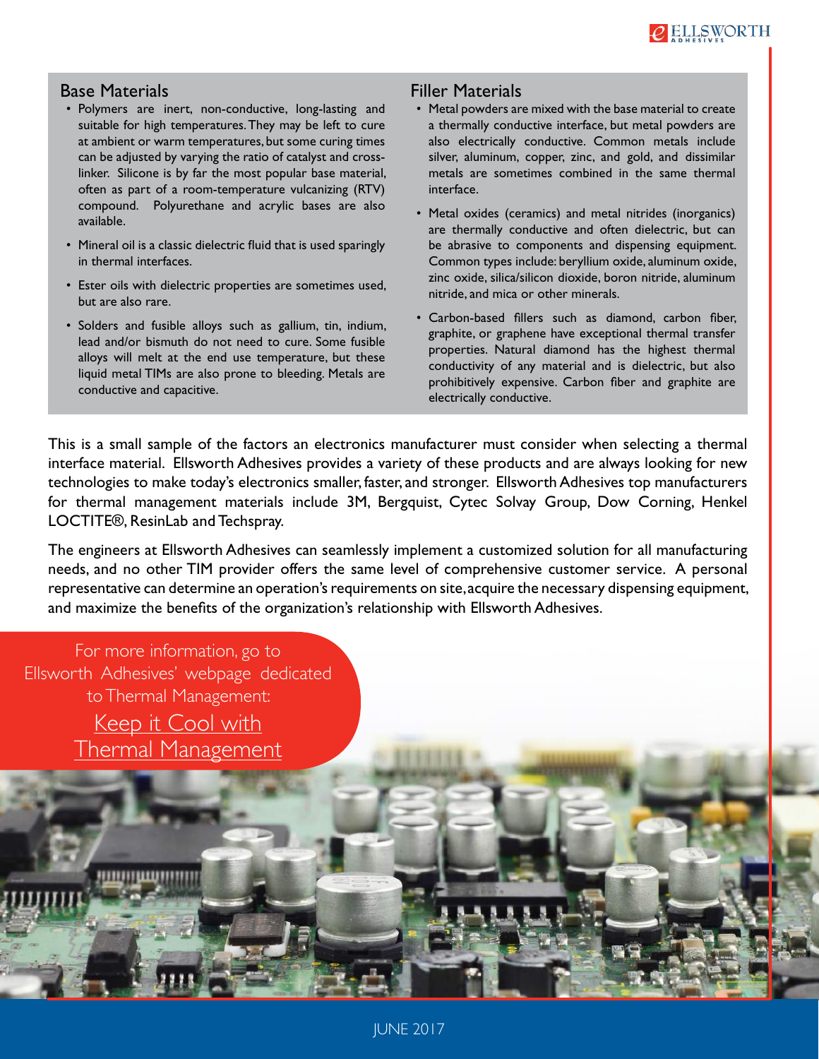## Base Materials

- Polymers are inert, non-conductive, long-lasting and suitable for high temperatures. They may be left to cure at ambient or warm temperatures, but some curing times can be adjusted by varying the ratio of catalyst and cross-linker. Silicone is by far the most popular base material, often as part of a room-temperature vulcanizing (RTV) compound. Polyurethane and acrylic bases are also available.
- Mineral oil is a classic dielectric fluid that is used sparingly in thermal interfaces.
- Ester oils with dielectric properties are sometimes used, but are also rare.
- Solders and fusible alloys such as gallium, tin, indium, lead and/or bismuth do not need to cure. Some fusible alloys will melt at the end use temperature, but these liquid metal TIMs are also prone to bleeding. Metals are conductive and capacitive.

## Filler Materials

- Metal powders are mixed with the base material to create a thermally conductive interface, but metal powders are also electrically conductive. Common metals include silver, aluminum, copper, zinc, and gold, and dissimilar metals are sometimes combined in the same thermal interface.
- Metal oxides (ceramics) and metal nitrides (inorganics) are thermally conductive and often dielectric, but can be abrasive to components and dispensing equipment. Common types include: beryllium oxide, aluminum oxide, zinc oxide, silica/silicon dioxide, boron nitride, aluminum nitride, and mica or other minerals.
- Carbon-based fillers such as diamond, carbon fiber, graphite, or graphene have exceptional thermal transfer properties. Natural diamond has the highest thermal conductivity of any material and is dielectric, but also prohibitively expensive. Carbon fiber and graphite are electrically conductive.

This is a small sample of the factors an electronics manufacturer must consider when selecting a thermal interface material. Ellsworth Adhesives provides a variety of these products and are always looking for new technologies to make today's electronics smaller, faster, and stronger. Ellsworth Adhesives top manufacturers for thermal management materials include 3M, Bergquist, Cytec Solvay Group, Dow Corning, Henkel LOCTITE®, ResinLab and Techspray.

The engineers at Ellsworth Adhesives can seamlessly implement a customized solution for all manufacturing needs, and no other TIM provider offers the same level of comprehensive customer service. A personal representative can determine an operation's requirements on site, acquire the necessary dispensing equipment, and maximize the benefits of the organization's relationship with Ellsworth Adhesives.

For more information, go to Ellsworth Adhesives' webpage dedicated to Thermal Management:
Keep it Cool with Thermal Management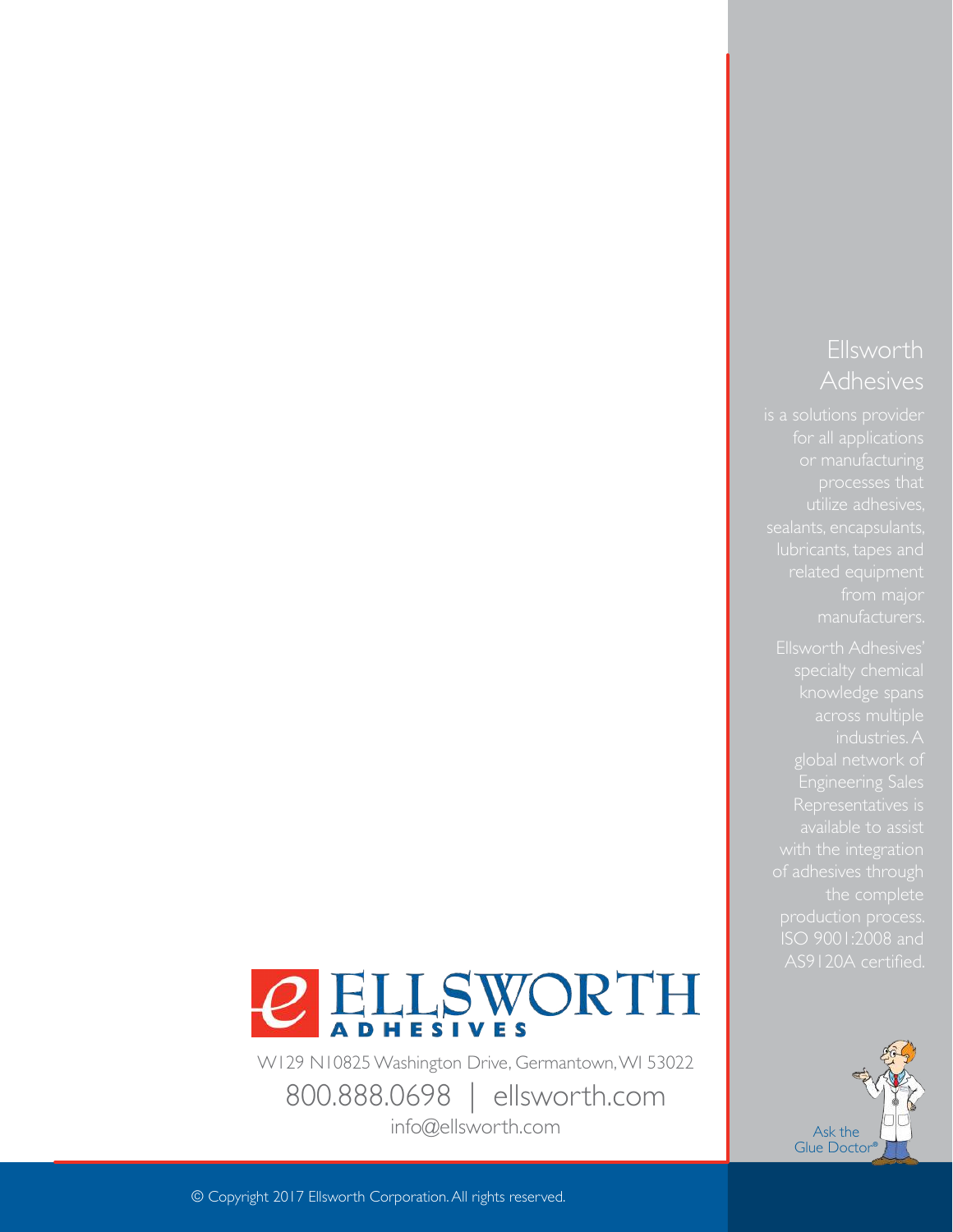## Ellsworth Adhesives

is a solutions provider for all applications or manufacturing processes that utilize adhesives, sealants, encapsulants, lubricants, tapes and related equipment from major manufacturers.

Ellsworth Adhesives' specialty chemical knowledge spans across multiple industries. A global network of Engineering Sales Representatives is available to assist with the integration of adhesives through the complete production process. ISO 9001:2008 and AS9120A certified.

Ask the Glue Doctor®

ELLSWORTH ADHESIVES

W129 N10825 Washington Drive, Germantown, WI 53022

800.888.0698 | ellsworth.com

info@ellsworth.com

© Copyright 2017 Ellsworth Corporation. All rights reserved.